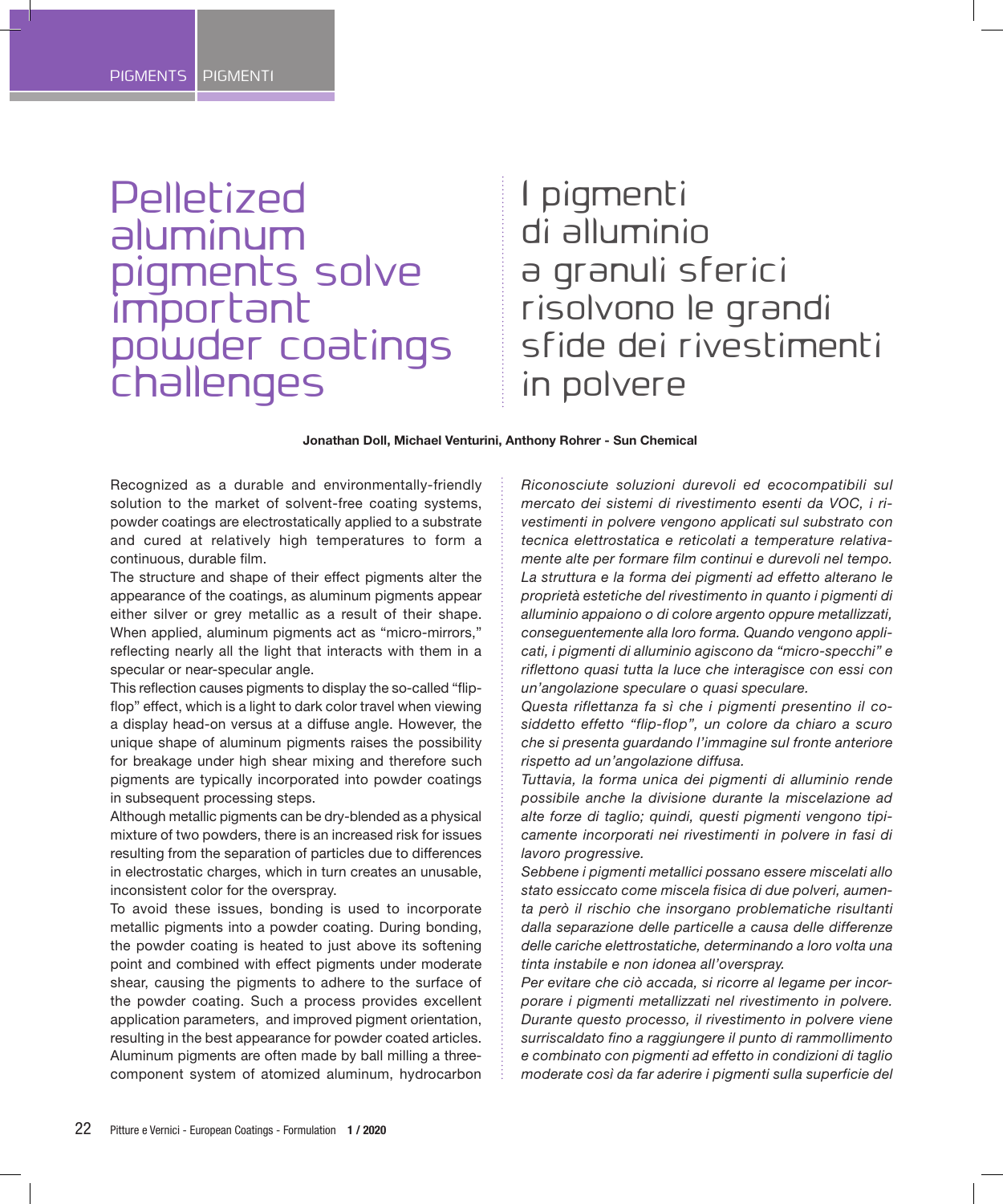# Pelletized aluminum pigments solve important powder coatings challenges

# I pigmenti di alluminio a granuli sferici risolvono le grandi sfide dei rivestimenti in polvere

**Jonathan Doll, Michael Venturini, Anthony Rohrer - Sun Chemical**

Recognized as a durable and environmentally-friendly solution to the market of solvent-free coating systems, powder coatings are electrostatically applied to a substrate and cured at relatively high temperatures to form a continuous, durable film.

The structure and shape of their effect pigments alter the appearance of the coatings, as aluminum pigments appear either silver or grey metallic as a result of their shape. When applied, aluminum pigments act as "micro-mirrors," reflecting nearly all the light that interacts with them in a specular or near-specular angle.

This reflection causes pigments to display the so-called "flip-flop" effect, which is a light to dark color travel when viewing a display head-on versus at a diffuse angle. However, the unique shape of aluminum pigments raises the possibility for breakage under high shear mixing and therefore such pigments are typically incorporated into powder coatings in subsequent processing steps.

Although metallic pigments can be dry-blended as a physical mixture of two powders, there is an increased risk for issues resulting from the separation of particles due to differences in electrostatic charges, which in turn creates an unusable, inconsistent color for the overspray.

To avoid these issues, bonding is used to incorporate metallic pigments into a powder coating. During bonding, the powder coating is heated to just above its softening point and combined with effect pigments under moderate shear, causing the pigments to adhere to the surface of the powder coating. Such a process provides excellent application parameters, and improved pigment orientation, resulting in the best appearance for powder coated articles.

Aluminum pigments are often made by ball milling a three-component system of atomized aluminum, hydrocarbon

*Riconosciute soluzioni durevoli ed ecocompatibili sul mercato dei sistemi di rivestimento esenti da VOC, i rivestimenti in polvere vengono applicati sul substrato con tecnica elettrostatica e reticolati a temperature relativamente alte per formare film continui e durevoli nel tempo.*

*La struttura e la forma dei pigmenti ad effetto alterano le proprietà estetiche del rivestimento in quanto i pigmenti di alluminio appaiono o di colore argento oppure metallizzati, conseguentemente alla loro forma. Quando vengono applicati, i pigmenti di alluminio agiscono da "micro-specchi" e riflettono quasi tutta la luce che interagisce con essi con un'angolazione speculare o quasi speculare.*

*Questa riflettanza fa sì che i pigmenti presentino il cosiddetto effetto "flip-flop", un colore da chiaro a scuro che si presenta guardando l'immagine sul fronte anteriore rispetto ad un'angolazione diffusa.*

*Tuttavia, la forma unica dei pigmenti di alluminio rende possibile anche la divisione durante la miscelazione ad alte forze di taglio; quindi, questi pigmenti vengono tipicamente incorporati nei rivestimenti in polvere in fasi di lavoro progressive.*

*Sebbene i pigmenti metallici possano essere miscelati allo stato essiccato come miscela fisica di due polveri, aumenta però il rischio che insorgano problematiche risultanti dalla separazione delle particelle a causa delle differenze delle cariche elettrostatiche, determinando a loro volta una tinta instabile e non idonea all'overspray.*

*Per evitare che ciò accada, si ricorre al legame per incorporare i pigmenti metallizzati nel rivestimento in polvere. Durante questo processo, il rivestimento in polvere viene surriscaldato fino a raggiungere il punto di rammollimento e combinato con pigmenti ad effetto in condizioni di taglio moderate così da far aderire i pigmenti sulla superficie del*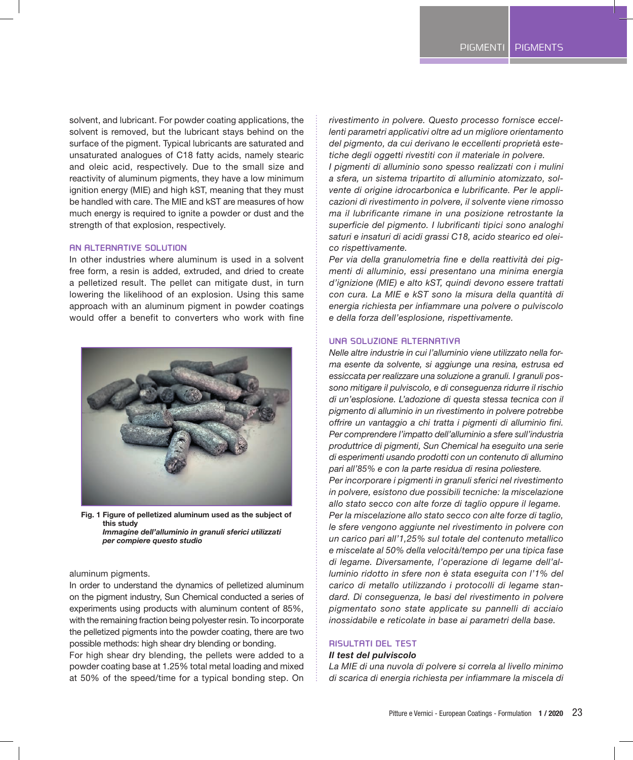solvent, and lubricant. For powder coating applications, the solvent is removed, but the lubricant stays behind on the surface of the pigment. Typical lubricants are saturated and unsaturated analogues of C18 fatty acids, namely stearic and oleic acid, respectively. Due to the small size and reactivity of aluminum pigments, they have a low minimum ignition energy (MIE) and high kST, meaning that they must be handled with care. The MIE and kST are measures of how much energy is required to ignite a powder or dust and the strength of that explosion, respectively.

### AN ALTERNATIVE SOLUTION

In other industries where aluminum is used in a solvent free form, a resin is added, extruded, and dried to create a pelletized result. The pellet can mitigate dust, in turn lowering the likelihood of an explosion. Using this same approach with an aluminum pigment in powder coatings would offer a benefit to converters who work with fine aluminum pigments.

In order to understand the dynamics of pelletized aluminum on the pigment industry, Sun Chemical conducted a series of experiments using products with aluminum content of 85%, with the remaining fraction being polyester resin. To incorporate the pelletized pigments into the powder coating, there are two possible methods: high shear dry blending or bonding.

For high shear dry blending, the pellets were added to a powder coating base at 1.25% total metal loading and mixed at 50% of the speed/time for a typical bonding step. On

**Fig. 1 Figure of pelletized aluminum used as the subject of this study**
***Immagine dell'alluminio in granuli sferici utilizzati per compiere questo studio***

*rivestimento in polvere. Questo processo fornisce eccellenti parametri applicativi oltre ad un migliore orientamento del pigmento, da cui derivano le eccellenti proprietà estetiche degli oggetti rivestiti con il materiale in polvere.*

*I pigmenti di alluminio sono spesso realizzati con i mulini a sfera, un sistema tripartito di alluminio atomizzato, solvente di origine idrocarbonica e lubrificante. Per le applicazioni di rivestimento in polvere, il solvente viene rimosso ma il lubrificante rimane in una posizione retrostante la superficie del pigmento. I lubrificanti tipici sono analoghi saturi e insaturi di acidi grassi C18, acido stearico ed oleico rispettivamente.*

*Per via della granulometria fine e della reattività dei pigmenti di alluminio, essi presentano una minima energia d'ignizione (MIE) e alto kST, quindi devono essere trattati con cura. La MIE e kST sono la misura della quantità di energia richiesta per infiammare una polvere o pulviscolo e della forza dell'esplosione, rispettivamente.*

### UNA SOLUZIONE ALTERNATIVA

*Nelle altre industrie in cui l'alluminio viene utilizzato nella forma esente da solvente, si aggiunge una resina, estrusa ed essiccata per realizzare una soluzione a granuli. I granuli possono mitigare il pulviscolo, e di conseguenza ridurre il rischio di un'esplosione. L'adozione di questa stessa tecnica con il pigmento di alluminio in un rivestimento in polvere potrebbe offrire un vantaggio a chi tratta i pigmenti di alluminio fini.*

*Per comprendere l'impatto dell'alluminio a sfere sull'industria produttrice di pigmenti, Sun Chemical ha eseguito una serie di esperimenti usando prodotti con un contenuto di allumino pari all'85% e con la parte residua di resina poliestere.*

*Per incorporare i pigmenti in granuli sferici nel rivestimento in polvere, esistono due possibili tecniche: la miscelazione allo stato secco con alte forze di taglio oppure il legame.*

*Per la miscelazione allo stato secco con alte forze di taglio, le sfere vengono aggiunte nel rivestimento in polvere con un carico pari all'1,25% sul totale del contenuto metallico e miscelate al 50% della velocità/tempo per una tipica fase di legame. Diversamente, l'operazione di legame dell'alluminio ridotto in sfere non è stata eseguita con l'1% del carico di metallo utilizzando i protocolli di legame standard. Di conseguenza, le basi del rivestimento in polvere pigmentato sono state applicate su pannelli di acciaio inossidabile e reticolate in base ai parametri della base.*

### RISULTATI DEL TEST

***Il test del pulviscolo***

*La MIE di una nuvola di polvere si correla al livello minimo di scarica di energia richiesta per infiammare la miscela di*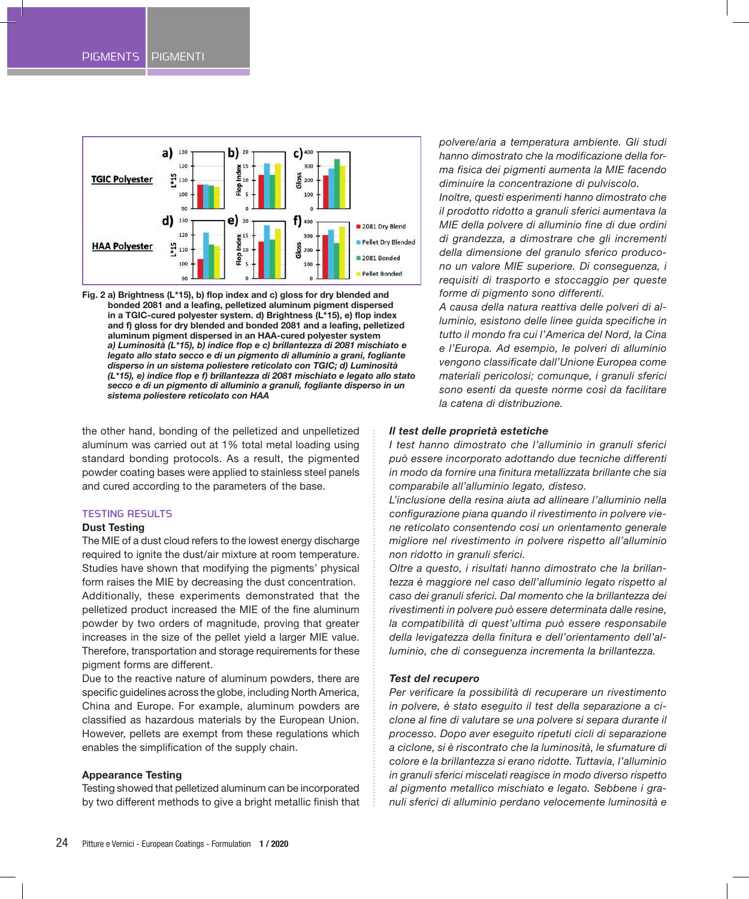Fig. 2 a) Brightness (L*15), b) flop index and c) gloss for dry blended and bonded 2081 and a leafing, pelletized aluminum pigment dispersed in a TGIC-cured polyester system. d) Brightness (L*15), e) flop index and f) gloss for dry blended and bonded 2081 and a leafing, pelletized aluminum pigment dispersed in an HAA-cured polyester system

*a) Luminosità (L*15), b) indice flop e c) brillantezza di 2081 mischiato e legato allo stato secco e di un pigmento di alluminio a grani, fogliante disperso in un sistema poliestere reticolato con TGIC; d) Luminosità (L*15), e) indice flop e f) brillantezza di 2081 mischiato e legato allo stato secco e di un pigmento di alluminio a granuli, fogliante disperso in un sistema poliestere reticolato con HAA*

the other hand, bonding of the pelletized and unpelletized aluminum was carried out at 1% total metal loading using standard bonding protocols. As a result, the pigmented powder coating bases were applied to stainless steel panels and cured according to the parameters of the base.

## TESTING RESULTS

### Dust Testing

The MIE of a dust cloud refers to the lowest energy discharge required to ignite the dust/air mixture at room temperature. Studies have shown that modifying the pigments' physical form raises the MIE by decreasing the dust concentration.
Additionally, these experiments demonstrated that the pelletized product increased the MIE of the fine aluminum powder by two orders of magnitude, proving that greater increases in the size of the pellet yield a larger MIE value. Therefore, transportation and storage requirements for these pigment forms are different.
Due to the reactive nature of aluminum powders, there are specific guidelines across the globe, including North America, China and Europe. For example, aluminum powders are classified as hazardous materials by the European Union. However, pellets are exempt from these regulations which enables the simplification of the supply chain.

### Appearance Testing

Testing showed that pelletized aluminum can be incorporated by two different methods to give a bright metallic finish that

*polvere/aria a temperatura ambiente. Gli studi hanno dimostrato che la modificazione della forma fisica dei pigmenti aumenta la MIE facendo diminuire la concentrazione di pulviscolo.*
*Inoltre, questi esperimenti hanno dimostrato che il prodotto ridotto a granuli sferici aumentava la MIE della polvere di alluminio fine di due ordini di grandezza, a dimostrare che gli incrementi della dimensione del granulo sferico producono un valore MIE superiore. Di conseguenza, i requisiti di trasporto e stoccaggio per queste forme di pigmento sono differenti.*
*A causa della natura reattiva delle polveri di alluminio, esistono delle linee guida specifiche in tutto il mondo fra cui l'America del Nord, la Cina e l'Europa. Ad esempio, le polveri di alluminio vengono classificate dall'Unione Europea come materiali pericolosi; comunque, i granuli sferici sono esenti da queste norme così da facilitare la catena di distribuzione.*

### *Il test delle proprietà estetiche*

*I test hanno dimostrato che l'alluminio in granuli sferici può essere incorporato adottando due tecniche differenti in modo da fornire una finitura metallizzata brillante che sia comparabile all'alluminio legato, disteso.*
*L'inclusione della resina aiuta ad allineare l'alluminio nella configurazione piana quando il rivestimento in polvere viene reticolato consentendo così un orientamento generale migliore nel rivestimento in polvere rispetto all'alluminio non ridotto in granuli sferici.*
*Oltre a questo, i risultati hanno dimostrato che la brillantezza è maggiore nel caso dell'alluminio legato rispetto al caso dei granuli sferici. Dal momento che la brillantezza dei rivestimenti in polvere può essere determinata dalle resine, la compatibilità di quest'ultima può essere responsabile della levigatezza della finitura e dell'orientamento dell'alluminio, che di conseguenza incrementa la brillantezza.*

### *Test del recupero*

*Per verificare la possibilità di recuperare un rivestimento in polvere, è stato eseguito il test della separazione a ciclone al fine di valutare se una polvere si separa durante il processo. Dopo aver eseguito ripetuti cicli di separazione a ciclone, si è riscontrato che la luminosità, le sfumature di colore e la brillantezza si erano ridotte. Tuttavia, l'alluminio in granuli sferici miscelati reagisce in modo diverso rispetto al pigmento metallico mischiato e legato. Sebbene i granuli sferici di alluminio perdano velocemente luminosità e*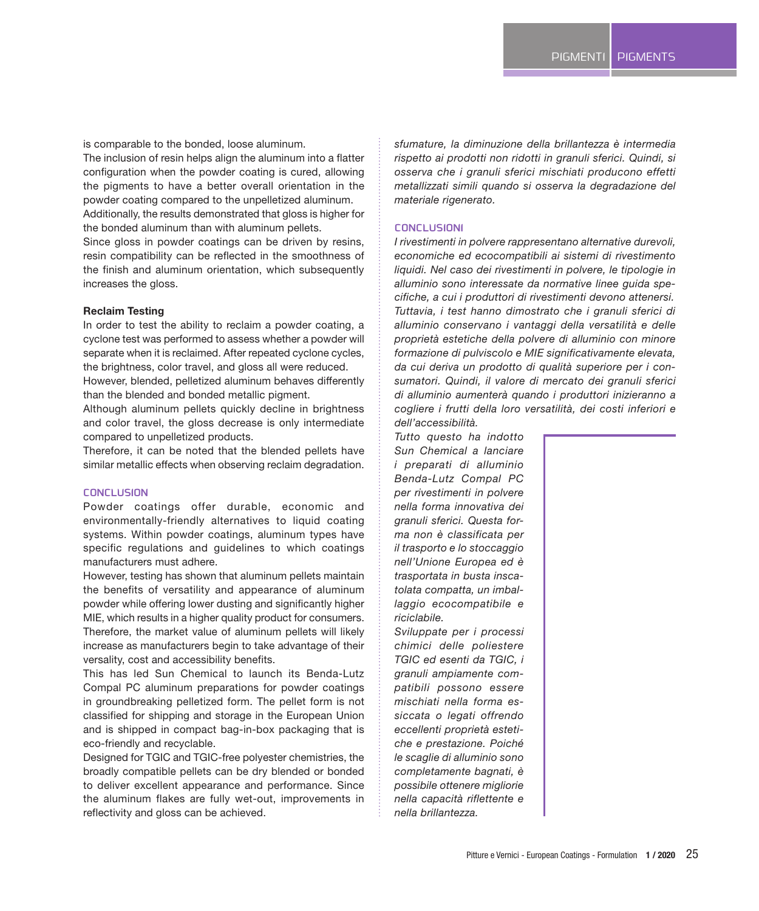is comparable to the bonded, loose aluminum.

The inclusion of resin helps align the aluminum into a flatter configuration when the powder coating is cured, allowing the pigments to have a better overall orientation in the powder coating compared to the unpelletized aluminum.

Additionally, the results demonstrated that gloss is higher for the bonded aluminum than with aluminum pellets.

Since gloss in powder coatings can be driven by resins, resin compatibility can be reflected in the smoothness of the finish and aluminum orientation, which subsequently increases the gloss.

**Reclaim Testing**

In order to test the ability to reclaim a powder coating, a cyclone test was performed to assess whether a powder will separate when it is reclaimed. After repeated cyclone cycles, the brightness, color travel, and gloss all were reduced.

However, blended, pelletized aluminum behaves differently than the blended and bonded metallic pigment.

Although aluminum pellets quickly decline in brightness and color travel, the gloss decrease is only intermediate compared to unpelletized products.

Therefore, it can be noted that the blended pellets have similar metallic effects when observing reclaim degradation.

## CONCLUSION

Powder coatings offer durable, economic and environmentally-friendly alternatives to liquid coating systems. Within powder coatings, aluminum types have specific regulations and guidelines to which coatings manufacturers must adhere.

However, testing has shown that aluminum pellets maintain the benefits of versatility and appearance of aluminum powder while offering lower dusting and significantly higher MIE, which results in a higher quality product for consumers. Therefore, the market value of aluminum pellets will likely increase as manufacturers begin to take advantage of their versality, cost and accessibility benefits.

This has led Sun Chemical to launch its Benda-Lutz Compal PC aluminum preparations for powder coatings in groundbreaking pelletized form. The pellet form is not classified for shipping and storage in the European Union and is shipped in compact bag-in-box packaging that is eco-friendly and recyclable.

Designed for TGIC and TGIC-free polyester chemistries, the broadly compatible pellets can be dry blended or bonded to deliver excellent appearance and performance. Since the aluminum flakes are fully wet-out, improvements in reflectivity and gloss can be achieved.

*sfumature, la diminuzione della brillantezza è intermedia rispetto ai prodotti non ridotti in granuli sferici. Quindi, si osserva che i granuli sferici mischiati producono effetti metallizzati simili quando si osserva la degradazione del materiale rigenerato.*

## CONCLUSIONI

*I rivestimenti in polvere rappresentano alternative durevoli, economiche ed ecocompatibili ai sistemi di rivestimento liquidi. Nel caso dei rivestimenti in polvere, le tipologie in alluminio sono interessate da normative linee guida specifiche, a cui i produttori di rivestimenti devono attenersi. Tuttavia, i test hanno dimostrato che i granuli sferici di alluminio conservano i vantaggi della versatilità e delle proprietà estetiche della polvere di alluminio con minore formazione di pulviscolo e MIE significativamente elevata, da cui deriva un prodotto di qualità superiore per i consumatori. Quindi, il valore di mercato dei granuli sferici di alluminio aumenterà quando i produttori inizieranno a cogliere i frutti della loro versatilità, dei costi inferiori e dell'accessibilità.*

*Tutto questo ha indotto Sun Chemical a lanciare i preparati di alluminio Benda-Lutz Compal PC per rivestimenti in polvere nella forma innovativa dei granuli sferici. Questa forma non è classificata per il trasporto e lo stoccaggio nell'Unione Europea ed è trasportata in busta inscatolata compatta, un imballaggio ecocompatibile e riciclabile.*

*Sviluppate per i processi chimici delle poliestere TGIC ed esenti da TGIC, i granuli ampiamente compatibili possono essere mischiati nella forma essiccata o legati offrendo eccellenti proprietà estetiche e prestazione. Poiché le scaglie di alluminio sono completamente bagnati, è possibile ottenere migliorie nella capacità riflettente e nella brillantezza.*